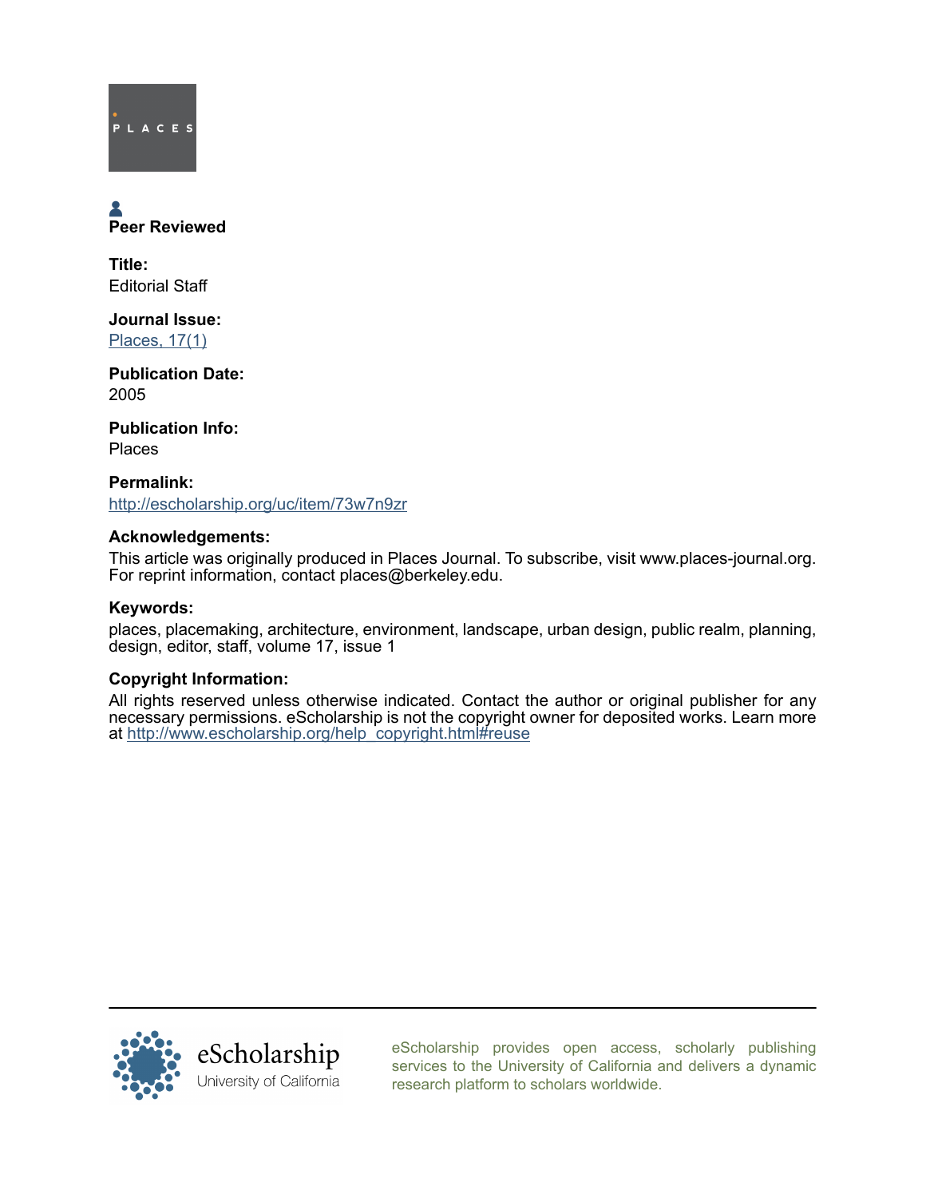PLACES

Peer Reviewed

**Title:**
Editorial Staff

**Journal Issue:**
[Places, 17(1)]

**Publication Date:**
2005

**Publication Info:**
Places

**Permalink:**
http://escholarship.org/uc/item/73w7n9zr

**Acknowledgements:**
This article was originally produced in Places Journal. To subscribe, visit www.places-journal.org. For reprint information, contact places@berkeley.edu.

**Keywords:**
places, placemaking, architecture, environment, landscape, urban design, public realm, planning, design, editor, staff, volume 17, issue 1

**Copyright Information:**
All rights reserved unless otherwise indicated. Contact the author or original publisher for any necessary permissions. eScholarship is not the copyright owner for deposited works. Learn more at http://www.escholarship.org/help_copyright.html#reuse

eScholarship
University of California

eScholarship provides open access, scholarly publishing services to the University of California and delivers a dynamic research platform to scholars worldwide.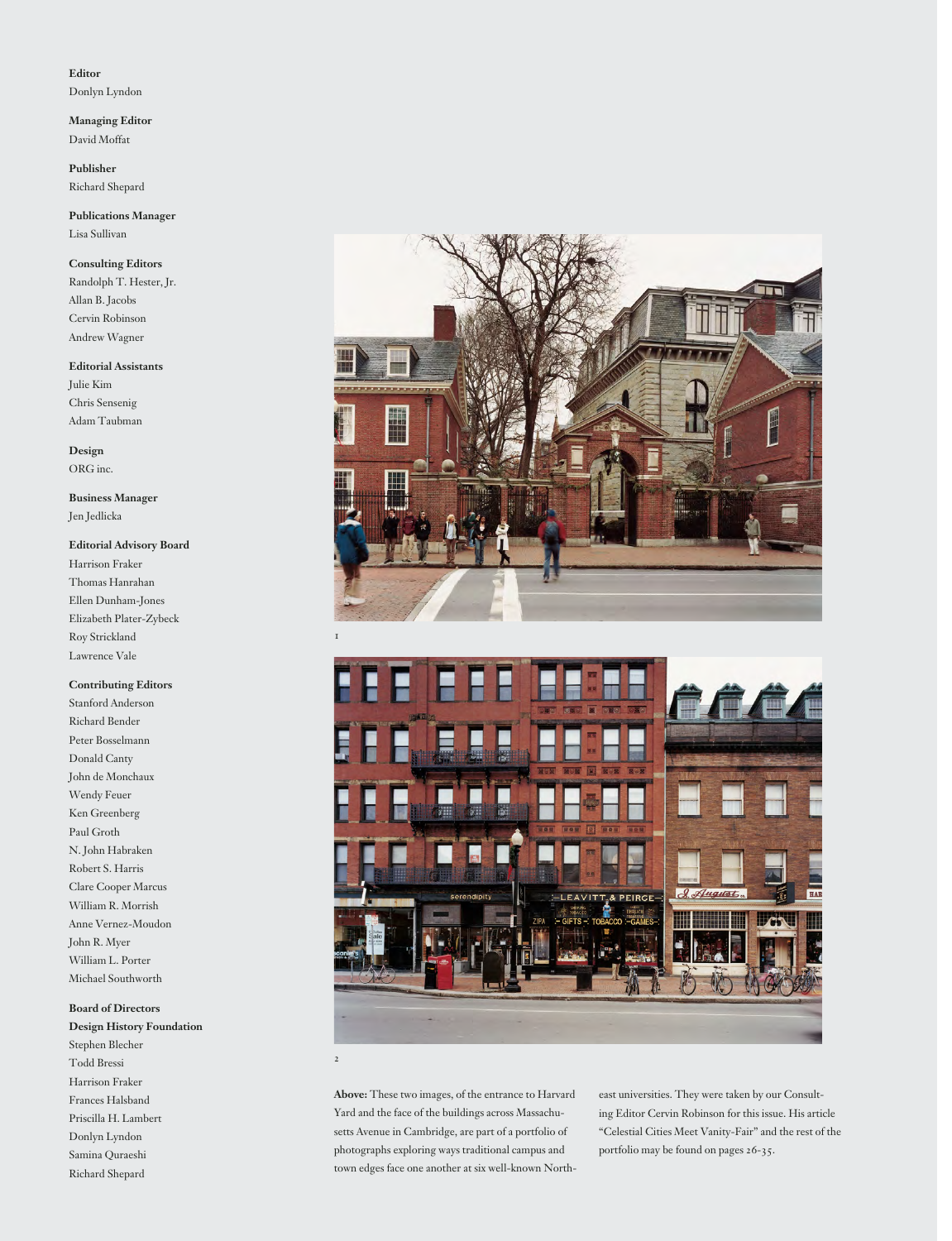**Editor**
Donlyn Lyndon

**Managing Editor**
David Moffat

**Publisher**
Richard Shepard

**Publications Manager**
Lisa Sullivan

**Consulting Editors**
Randolph T. Hester, Jr.
Allan B. Jacobs
Cervin Robinson
Andrew Wagner

**Editorial Assistants**
Julie Kim
Chris Sensenig
Adam Taubman

**Design**
ORG inc.

**Business Manager**
Jen Jedlicka

**Editorial Advisory Board**
Harrison Fraker
Thomas Hanrahan
Ellen Dunham-Jones
Elizabeth Plater-Zybeck
Roy Strickland
Lawrence Vale

**Contributing Editors**
Stanford Anderson
Richard Bender
Peter Bosselmann
Donald Canty
John de Monchaux
Wendy Feuer
Ken Greenberg
Paul Groth
N. John Habraken
Robert S. Harris
Clare Cooper Marcus
William R. Morrish
Anne Vernez-Moudon
John R. Myer
William L. Porter
Michael Southworth

**Board of Directors**
**Design History Foundation**
Stephen Blecher
Todd Bressi
Harrison Fraker
Frances Halsband
Priscilla H. Lambert
Donlyn Lyndon
Samina Quraeshi
Richard Shepard

1

2

**Above:** These two images, of the entrance to Harvard Yard and the face of the buildings across Massachusetts Avenue in Cambridge, are part of a portfolio of photographs exploring ways traditional campus and town edges face one another at six well-known Northeast universities. They were taken by our Consulting Editor Cervin Robinson for this issue. His article "Celestial Cities Meet Vanity-Fair" and the rest of the portfolio may be found on pages 26-35.